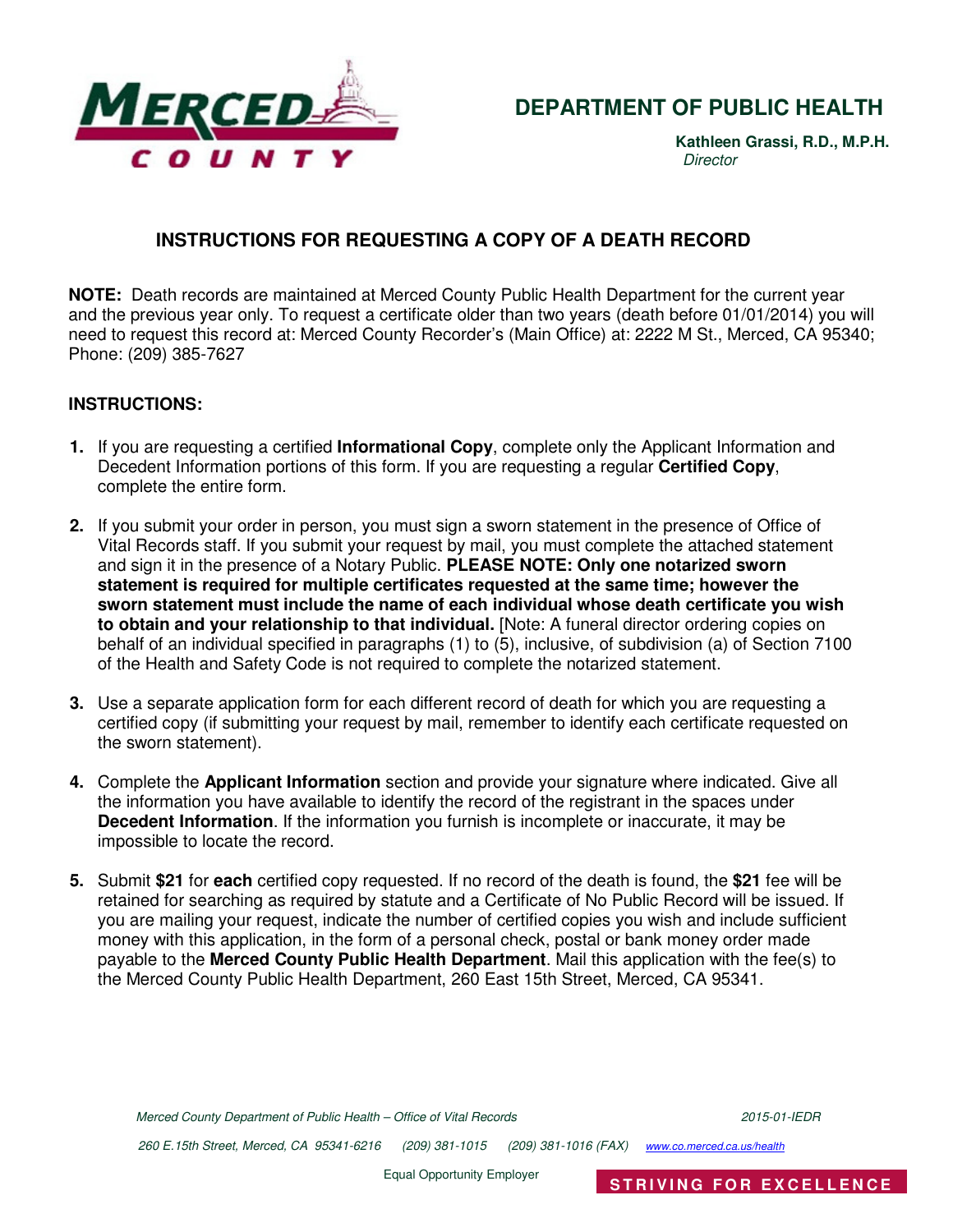# MERCED COUNTY

## DEPARTMENT OF PUBLIC HEALTH

**Kathleen Grassi, R.D., M.P.H.**
*Director*

### INSTRUCTIONS FOR REQUESTING A COPY OF A DEATH RECORD

**NOTE:** Death records are maintained at Merced County Public Health Department for the current year and the previous year only. To request a certificate older than two years (death before 01/01/2014) you will need to request this record at: Merced County Recorder's (Main Office) at: 2222 M St., Merced, CA 95340; Phone: (209) 385-7627

**INSTRUCTIONS:**

1. If you are requesting a certified **Informational Copy**, complete only the Applicant Information and Decedent Information portions of this form. If you are requesting a regular **Certified Copy**, complete the entire form.

2. If you submit your order in person, you must sign a sworn statement in the presence of Office of Vital Records staff. If you submit your request by mail, you must complete the attached statement and sign it in the presence of a Notary Public. **PLEASE NOTE: Only one notarized sworn statement is required for multiple certificates requested at the same time; however the sworn statement must include the name of each individual whose death certificate you wish to obtain and your relationship to that individual.** [Note: A funeral director ordering copies on behalf of an individual specified in paragraphs (1) to (5), inclusive, of subdivision (a) of Section 7100 of the Health and Safety Code is not required to complete the notarized statement.

3. Use a separate application form for each different record of death for which you are requesting a certified copy (if submitting your request by mail, remember to identify each certificate requested on the sworn statement).

4. Complete the **Applicant Information** section and provide your signature where indicated. Give all the information you have available to identify the record of the registrant in the spaces under **Decedent Information**. If the information you furnish is incomplete or inaccurate, it may be impossible to locate the record.

5. Submit **$21** for **each** certified copy requested. If no record of the death is found, the **$21** fee will be retained for searching as required by statute and a Certificate of No Public Record will be issued. If you are mailing your request, indicate the number of certified copies you wish and include sufficient money with this application, in the form of a personal check, postal or bank money order made payable to the **Merced County Public Health Department**. Mail this application with the fee(s) to the Merced County Public Health Department, 260 East 15th Street, Merced, CA 95341.

*Merced County Department of Public Health – Office of Vital Records* *2015-01-IEDR*

*260 E.15th Street, Merced, CA 95341-6216 (209) 381-1015 (209) 381-1016 (FAX) www.co.merced.ca.us/health*

Equal Opportunity Employer

STRIVING FOR EXCELLENCE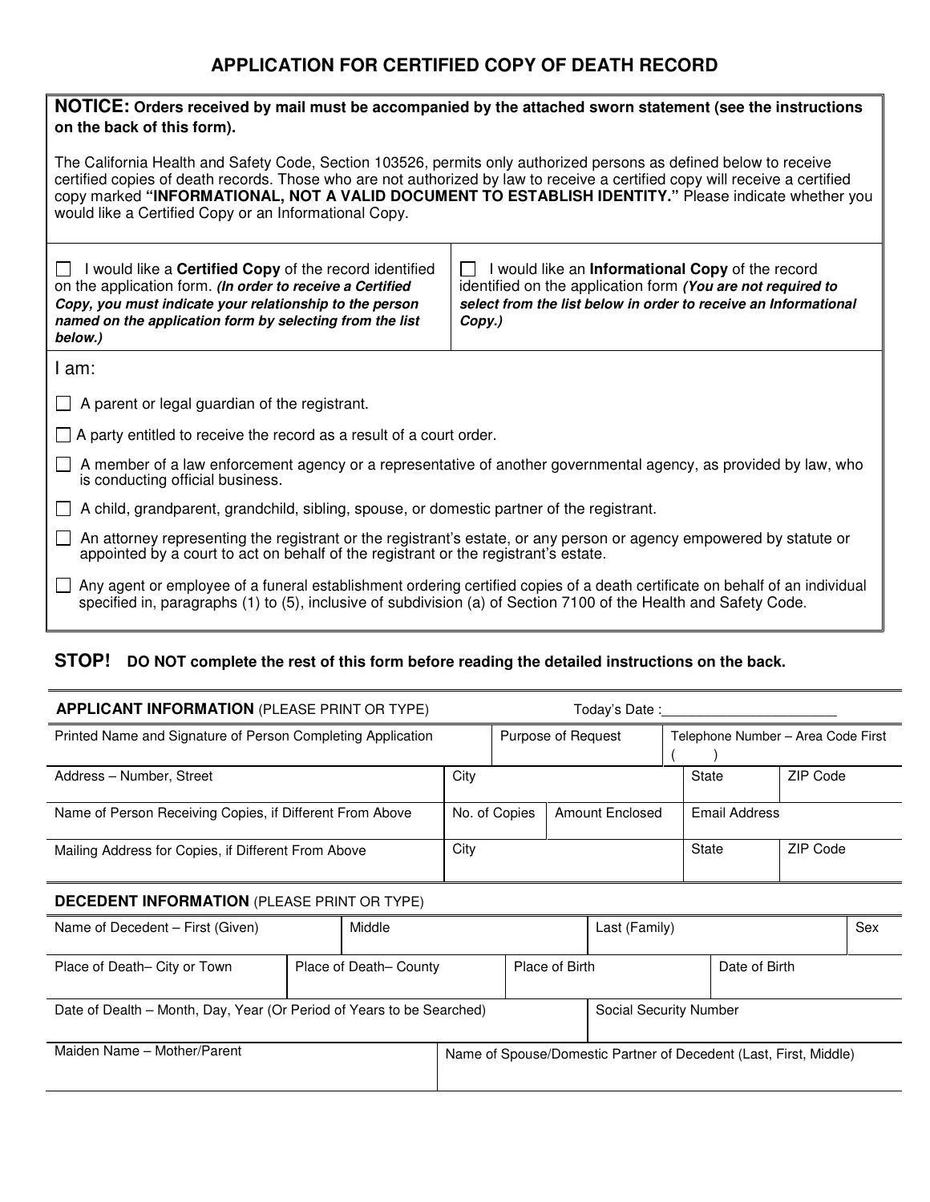# APPLICATION FOR CERTIFIED COPY OF DEATH RECORD

**NOTICE: Orders received by mail must be accompanied by the attached sworn statement (see the instructions on the back of this form).**

The California Health and Safety Code, Section 103526, permits only authorized persons as defined below to receive certified copies of death records. Those who are not authorized by law to receive a certified copy will receive a certified copy marked **"INFORMATIONAL, NOT A VALID DOCUMENT TO ESTABLISH IDENTITY."** Please indicate whether you would like a Certified Copy or an Informational Copy.

☐ I would like a **Certified Copy** of the record identified on the application form. ***(In order to receive a Certified Copy, you must indicate your relationship to the person named on the application form by selecting from the list below.)***

☐ I would like an **Informational Copy** of the record identified on the application form ***(You are not required to select from the list below in order to receive an Informational Copy.)***

I am:

☐ A parent or legal guardian of the registrant.

☐ A party entitled to receive the record as a result of a court order.

☐ A member of a law enforcement agency or a representative of another governmental agency, as provided by law, who is conducting official business.

☐ A child, grandparent, grandchild, sibling, spouse, or domestic partner of the registrant.

☐ An attorney representing the registrant or the registrant's estate, or any person or agency empowered by statute or appointed by a court to act on behalf of the registrant or the registrant's estate.

☐ Any agent or employee of a funeral establishment ordering certified copies of a death certificate on behalf of an individual specified in, paragraphs (1) to (5), inclusive of subdivision (a) of Section 7100 of the Health and Safety Code.

**STOP! DO NOT complete the rest of this form before reading the detailed instructions on the back.**

**APPLICANT INFORMATION** (PLEASE PRINT OR TYPE) Today's Date :______________________

| Printed Name and Signature of Person Completing Application | | Purpose of Request | | Telephone Number – Area Code First ( ) | |
|---|---|---|---|---|---|
| Address – Number, Street | City | | | State | ZIP Code |
| Name of Person Receiving Copies, if Different From Above | No. of Copies | Amount Enclosed | | Email Address | |
| Mailing Address for Copies, if Different From Above | City | | | State | ZIP Code |

**DECEDENT INFORMATION** (PLEASE PRINT OR TYPE)

| Name of Decedent – First (Given) | | Middle | | Last (Family) | | Sex |
|---|---|---|---|---|---|---|
| Place of Death– City or Town | Place of Death– County | | Place of Birth | | Date of Birth | |
| Date of Death – Month, Day, Year (Or Period of Years to be Searched) | | | | Social Security Number | | |
| Maiden Name – Mother/Parent | | Name of Spouse/Domestic Partner of Decedent (Last, First, Middle) | | | | |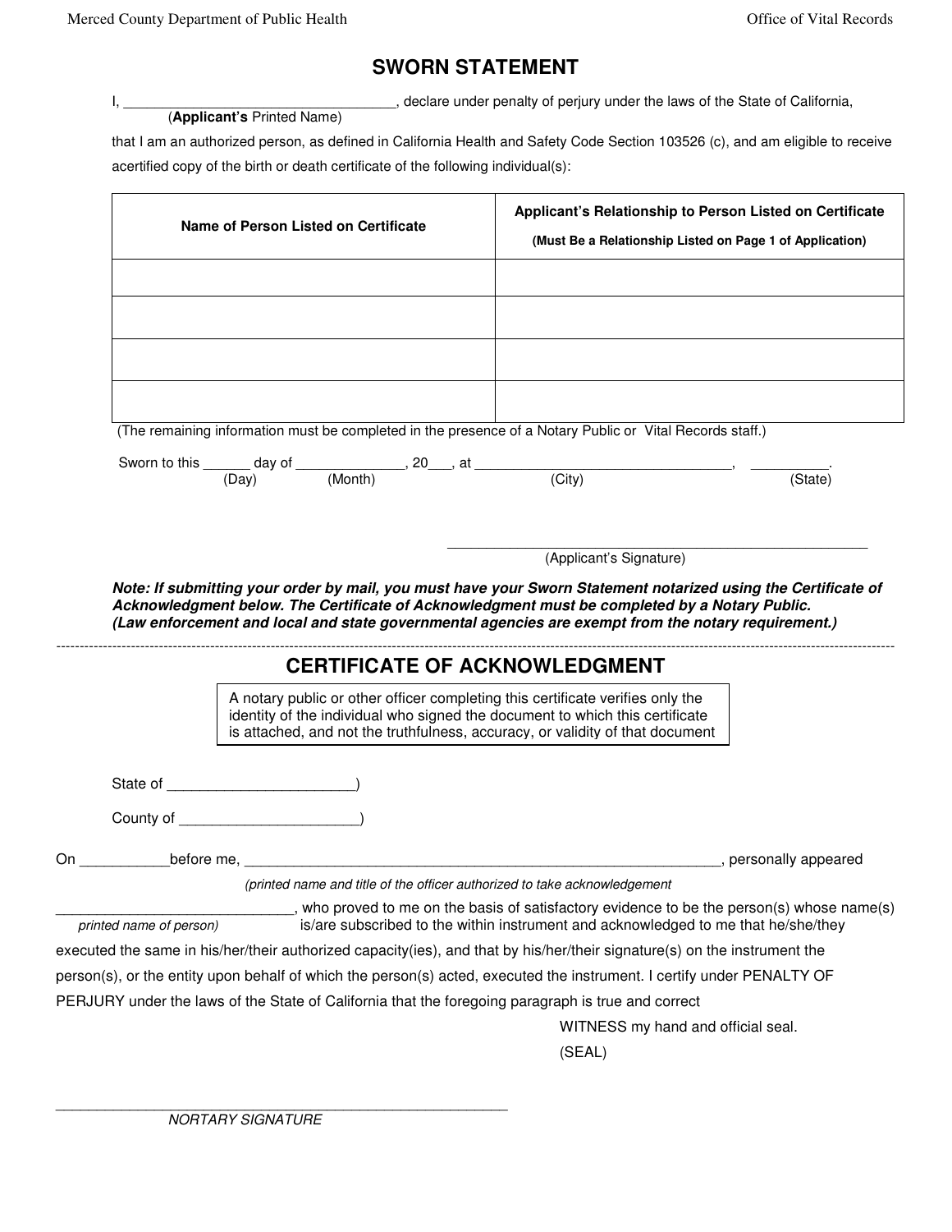# SWORN STATEMENT

I, ________________________________, declare under penalty of perjury under the laws of the State of California,
(**Applicant's** Printed Name)

that I am an authorized person, as defined in California Health and Safety Code Section 103526 (c), and am eligible to receive acertified copy of the birth or death certificate of the following individual(s):

| Name of Person Listed on Certificate | Applicant's Relationship to Person Listed on Certificate<br>(Must Be a Relationship Listed on Page 1 of Application) |
|---|---|
| | |
| | |
| | |
| | |

(The remaining information must be completed in the presence of a Notary Public or Vital Records staff.)

Sworn to this ______ day of ______________, 20___, at __________________________________, __________.
(Day) (Month) (City) (State)

_______________________________________________________
(Applicant's Signature)

***Note: If submitting your order by mail, you must have your Sworn Statement notarized using the Certificate of Acknowledgment below. The Certificate of Acknowledgment must be completed by a Notary Public. (Law enforcement and local and state governmental agencies are exempt from the notary requirement.)***

---

## CERTIFICATE OF ACKNOWLEDGMENT

A notary public or other officer completing this certificate verifies only the identity of the individual who signed the document to which this certificate is attached, and not the truthfulness, accuracy, or validity of that document

State of _______________________)

County of ______________________)

On ___________before me, _____________________________________________________________, personally appeared
*(printed name and title of the officer authorized to take acknowledgement*

_____________________________, who proved to me on the basis of satisfactory evidence to be the person(s) whose name(s) is/are subscribed to the within instrument and acknowledged to me that he/she/they executed the same in his/her/their authorized capacity(ies), and that by his/her/their signature(s) on the instrument the person(s), or the entity upon behalf of which the person(s) acted, executed the instrument. I certify under PENALTY OF PERJURY under the laws of the State of California that the foregoing paragraph is true and correct
*printed name of person)*

WITNESS my hand and official seal.

(SEAL)

_______________________________________________________
*NORTARY SIGNATURE*